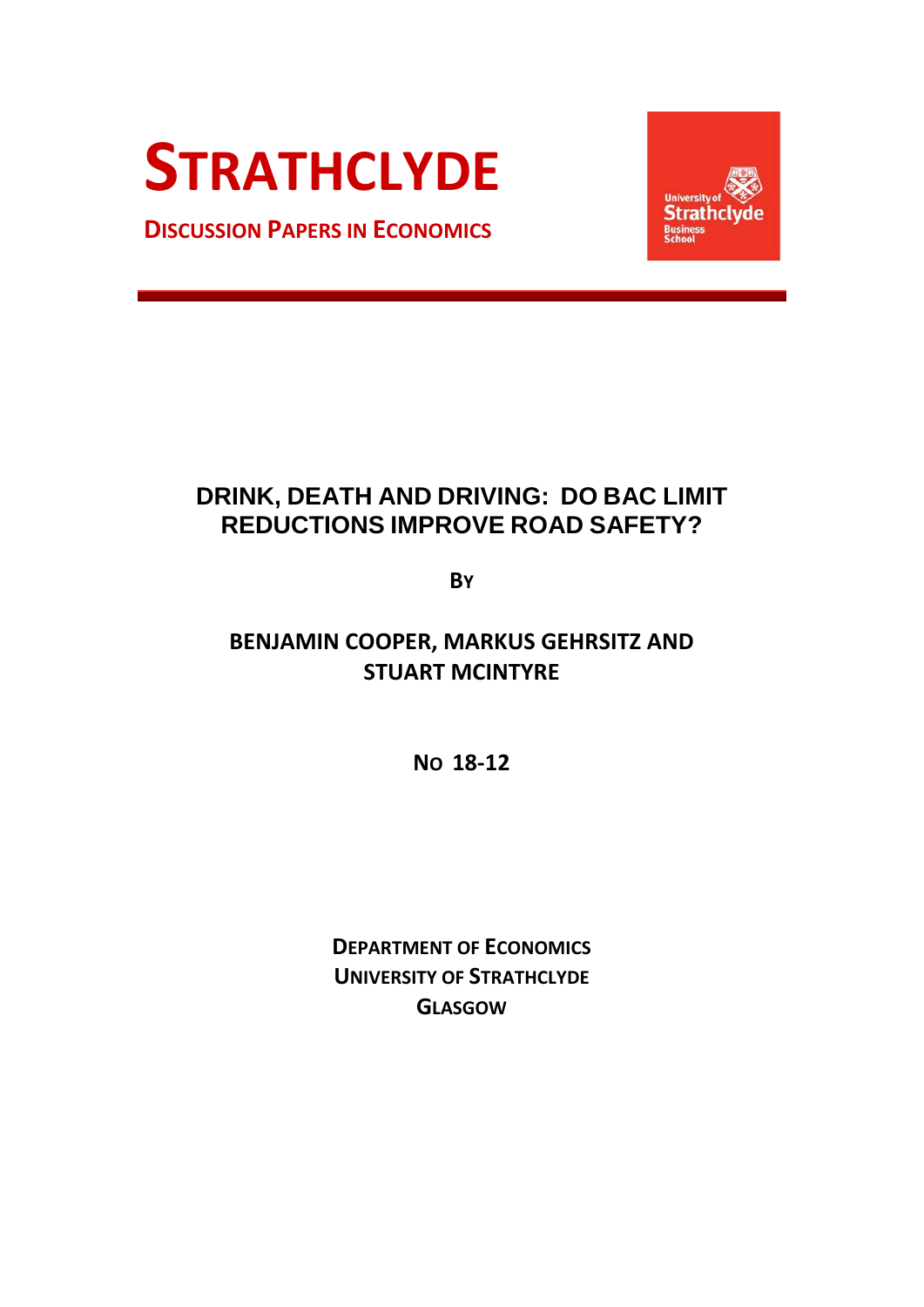# STRATHCLYDE

**DISCUSSION PAPERS IN ECONOMICS**

University of Strathclyde Business School

## DRINK, DEATH AND DRIVING: DO BAC LIMIT REDUCTIONS IMPROVE ROAD SAFETY?

**BY**

**BENJAMIN COOPER, MARKUS GEHRSITZ AND STUART MCINTYRE**

**NO 18-12**

**DEPARTMENT OF ECONOMICS**
**UNIVERSITY OF STRATHCLYDE**
**GLASGOW**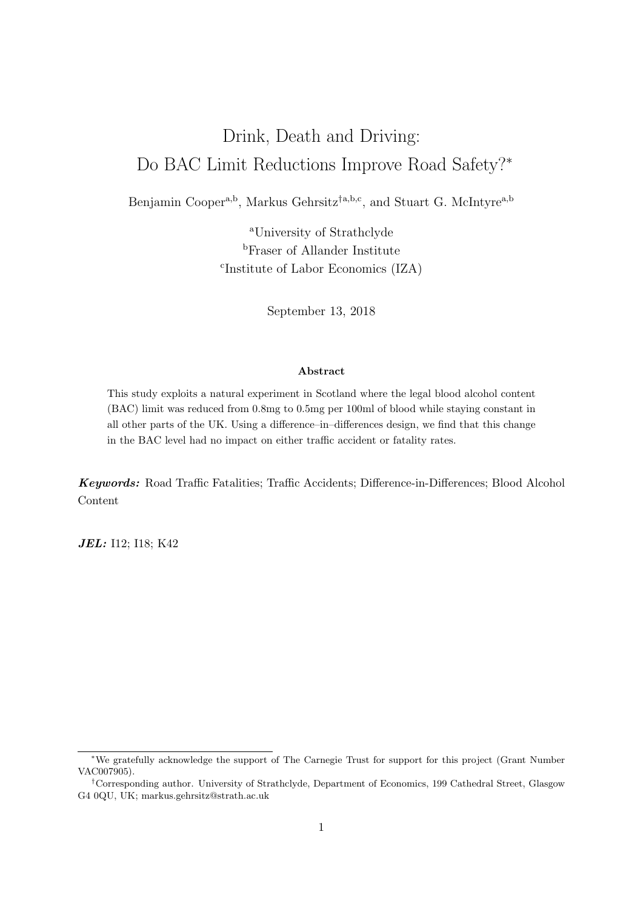# Drink, Death and Driving: Do BAC Limit Reductions Improve Road Safety?*

Benjamin Cooper[a,b], Markus Gehrsitz[†a,b,c], and Stuart G. McIntyre[a,b]

[a]University of Strathclyde
[b]Fraser of Allander Institute
[c]Institute of Labor Economics (IZA)

September 13, 2018

**Abstract**

This study exploits a natural experiment in Scotland where the legal blood alcohol content (BAC) limit was reduced from 0.8mg to 0.5mg per 100ml of blood while staying constant in all other parts of the UK. Using a difference–in–differences design, we find that this change in the BAC level had no impact on either traffic accident or fatality rates.

***Keywords:*** Road Traffic Fatalities; Traffic Accidents; Difference-in-Differences; Blood Alcohol Content

***JEL:*** I12; I18; K42

*We gratefully acknowledge the support of The Carnegie Trust for support for this project (Grant Number VAC007905).

†Corresponding author. University of Strathclyde, Department of Economics, 199 Cathedral Street, Glasgow G4 0QU, UK; markus.gehrsitz@strath.ac.uk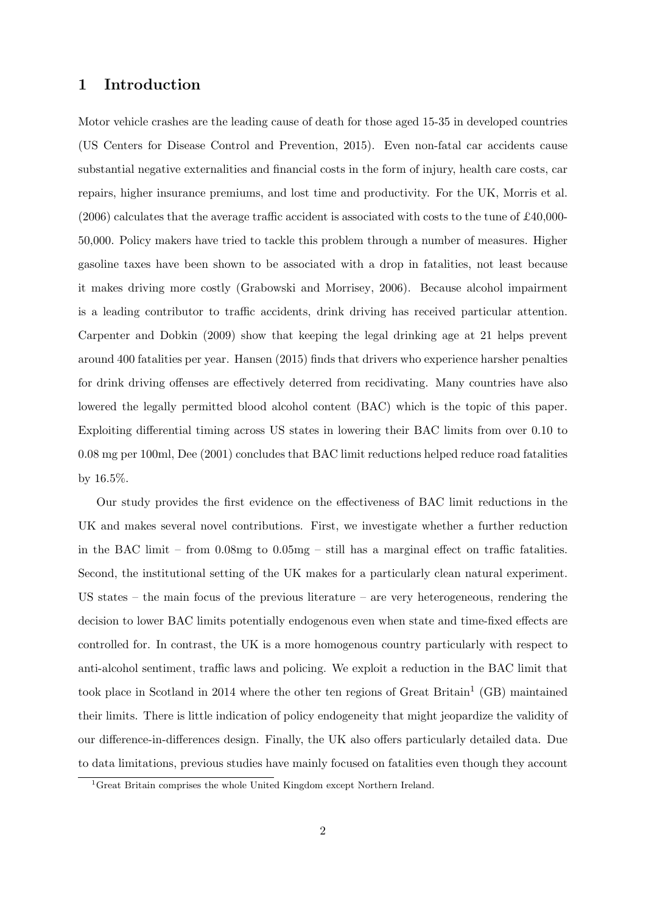## 1 Introduction

Motor vehicle crashes are the leading cause of death for those aged 15-35 in developed countries (US Centers for Disease Control and Prevention, 2015). Even non-fatal car accidents cause substantial negative externalities and financial costs in the form of injury, health care costs, car repairs, higher insurance premiums, and lost time and productivity. For the UK, Morris et al. (2006) calculates that the average traffic accident is associated with costs to the tune of £40,000-50,000. Policy makers have tried to tackle this problem through a number of measures. Higher gasoline taxes have been shown to be associated with a drop in fatalities, not least because it makes driving more costly (Grabowski and Morrisey, 2006). Because alcohol impairment is a leading contributor to traffic accidents, drink driving has received particular attention. Carpenter and Dobkin (2009) show that keeping the legal drinking age at 21 helps prevent around 400 fatalities per year. Hansen (2015) finds that drivers who experience harsher penalties for drink driving offenses are effectively deterred from recidivating. Many countries have also lowered the legally permitted blood alcohol content (BAC) which is the topic of this paper. Exploiting differential timing across US states in lowering their BAC limits from over 0.10 to 0.08 mg per 100ml, Dee (2001) concludes that BAC limit reductions helped reduce road fatalities by 16.5%.

Our study provides the first evidence on the effectiveness of BAC limit reductions in the UK and makes several novel contributions. First, we investigate whether a further reduction in the BAC limit – from 0.08mg to 0.05mg – still has a marginal effect on traffic fatalities. Second, the institutional setting of the UK makes for a particularly clean natural experiment. US states – the main focus of the previous literature – are very heterogeneous, rendering the decision to lower BAC limits potentially endogenous even when state and time-fixed effects are controlled for. In contrast, the UK is a more homogenous country particularly with respect to anti-alcohol sentiment, traffic laws and policing. We exploit a reduction in the BAC limit that took place in Scotland in 2014 where the other ten regions of Great Britain[1] (GB) maintained their limits. There is little indication of policy endogeneity that might jeopardize the validity of our difference-in-differences design. Finally, the UK also offers particularly detailed data. Due to data limitations, previous studies have mainly focused on fatalities even though they account

[1] Great Britain comprises the whole United Kingdom except Northern Ireland.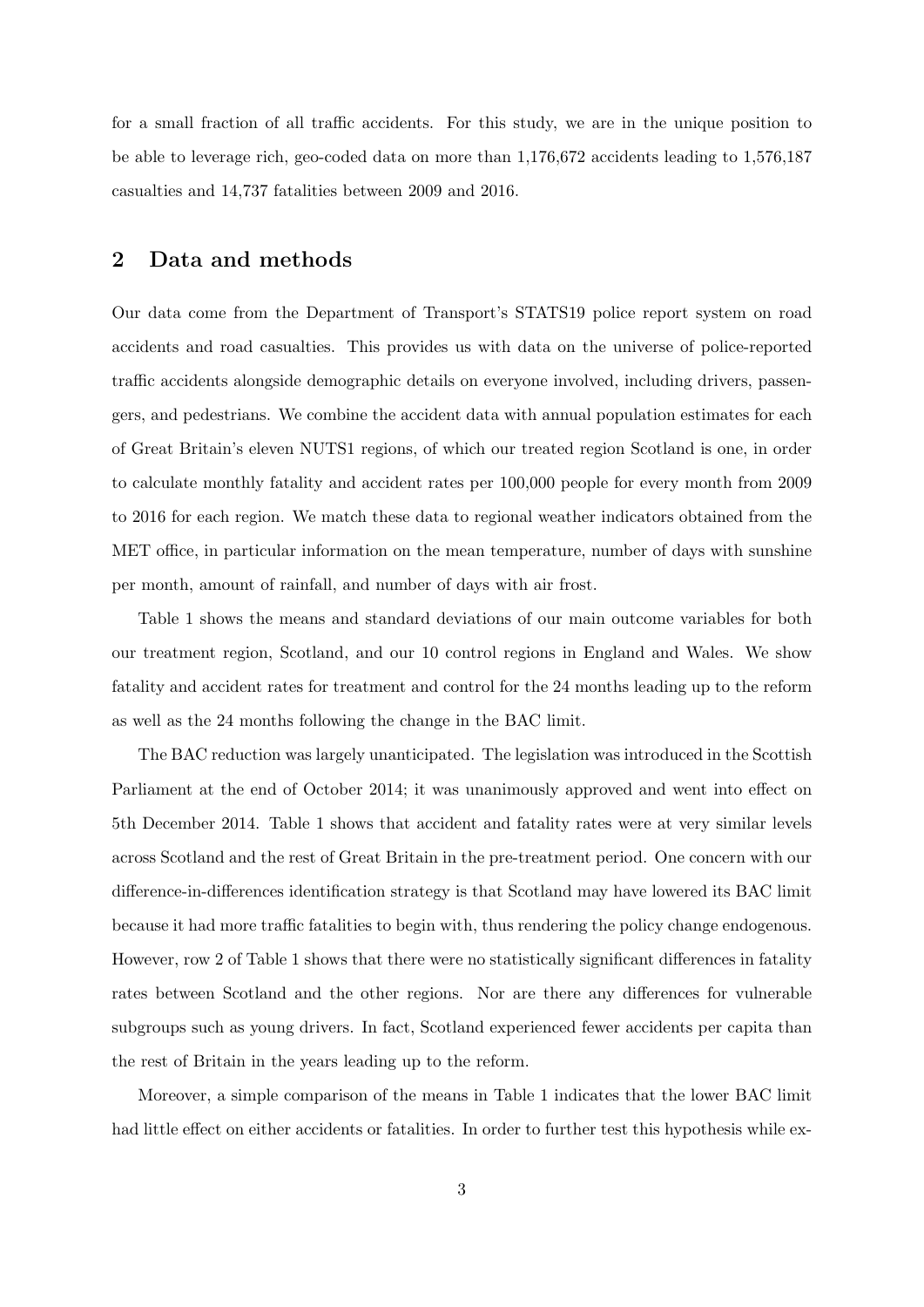for a small fraction of all traffic accidents. For this study, we are in the unique position to be able to leverage rich, geo-coded data on more than 1,176,672 accidents leading to 1,576,187 casualties and 14,737 fatalities between 2009 and 2016.

## 2 Data and methods

Our data come from the Department of Transport's STATS19 police report system on road accidents and road casualties. This provides us with data on the universe of police-reported traffic accidents alongside demographic details on everyone involved, including drivers, passengers, and pedestrians. We combine the accident data with annual population estimates for each of Great Britain's eleven NUTS1 regions, of which our treated region Scotland is one, in order to calculate monthly fatality and accident rates per 100,000 people for every month from 2009 to 2016 for each region. We match these data to regional weather indicators obtained from the MET office, in particular information on the mean temperature, number of days with sunshine per month, amount of rainfall, and number of days with air frost.

Table 1 shows the means and standard deviations of our main outcome variables for both our treatment region, Scotland, and our 10 control regions in England and Wales. We show fatality and accident rates for treatment and control for the 24 months leading up to the reform as well as the 24 months following the change in the BAC limit.

The BAC reduction was largely unanticipated. The legislation was introduced in the Scottish Parliament at the end of October 2014; it was unanimously approved and went into effect on 5th December 2014. Table 1 shows that accident and fatality rates were at very similar levels across Scotland and the rest of Great Britain in the pre-treatment period. One concern with our difference-in-differences identification strategy is that Scotland may have lowered its BAC limit because it had more traffic fatalities to begin with, thus rendering the policy change endogenous. However, row 2 of Table 1 shows that there were no statistically significant differences in fatality rates between Scotland and the other regions. Nor are there any differences for vulnerable subgroups such as young drivers. In fact, Scotland experienced fewer accidents per capita than the rest of Britain in the years leading up to the reform.

Moreover, a simple comparison of the means in Table 1 indicates that the lower BAC limit had little effect on either accidents or fatalities. In order to further test this hypothesis while ex-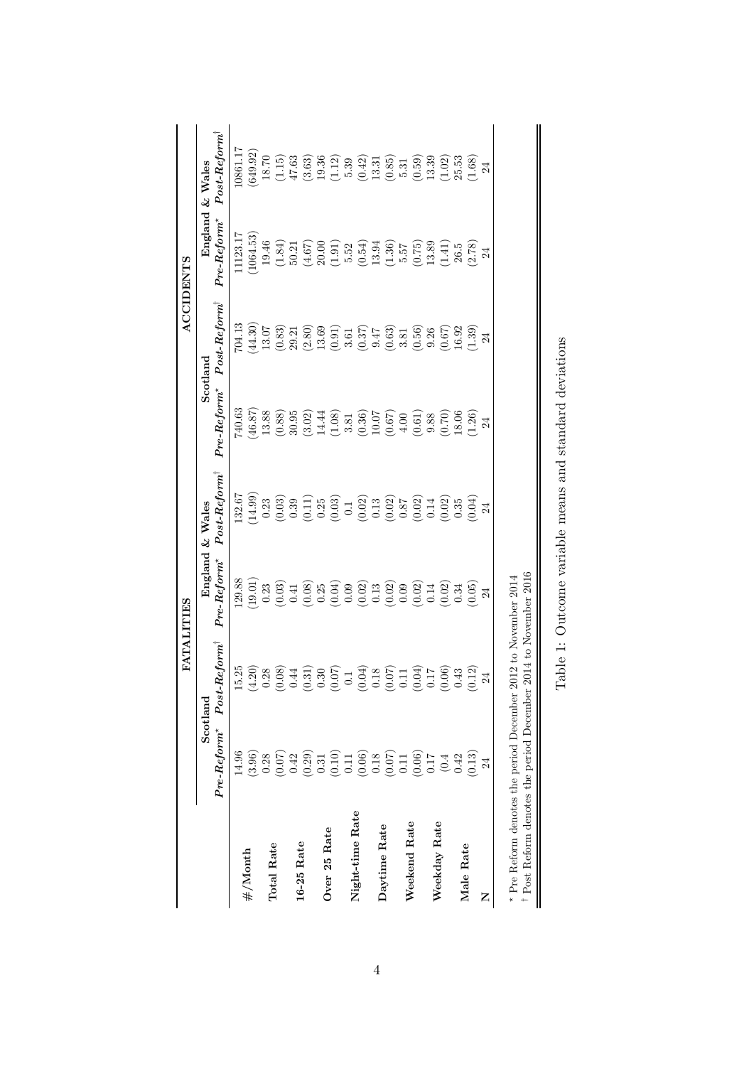| | FATALITIES | | | | ACCIDENTS | | | |
|---|---|---|---|---|---|---|---|---|
| | Scotland | | England & Wales | | Scotland | | England & Wales | |
| | *Pre-Reform*\* | *Post-Reform*† | *Pre-Reform*\* | *Post-Reform*† | *Pre-Reform*\* | *Post-Reform*† | *Pre-Reform*\* | *Post-Reform*† |
| **#/Month** | 14.96 | 15.25 | 129.88 | 132.67 | 740.63 | 704.13 | 11123.17 | 10861.17 |
| | (3.96) | (4.20) | (19.01) | (14.99) | (46.87) | (44.30) | (1064.53) | (649.92) |
| **Total Rate** | 0.28 | 0.28 | 0.23 | 0.23 | 13.88 | 13.07 | 19.46 | 18.70 |
| | (0.07) | (0.08) | (0.03) | (0.03) | (0.88) | (0.83) | (1.84) | (1.15) |
| **16-25 Rate** | 0.42 | 0.44 | 0.41 | 0.39 | 30.95 | 29.21 | 50.21 | 47.63 |
| | (0.29) | (0.31) | (0.08) | (0.11) | (3.02) | (2.80) | (4.67) | (3.63) |
| **Over 25 Rate** | 0.31 | 0.30 | 0.25 | 0.25 | 14.44 | 13.69 | 20.00 | 19.36 |
| | (0.10) | (0.07) | (0.04) | (0.03) | (1.08) | (0.91) | (1.91) | (1.12) |
| **Night-time Rate** | 0.11 | 0.1 | 0.09 | 0.1 | 3.81 | 3.61 | 5.52 | 5.39 |
| | (0.06) | (0.04) | (0.02) | (0.02) | (0.36) | (0.37) | (0.54) | (0.42) |
| **Daytime Rate** | 0.18 | 0.18 | 0.13 | 0.13 | 10.07 | 9.47 | 13.94 | 13.31 |
| | (0.07) | (0.07) | (0.02) | (0.02) | (0.67) | (0.63) | (1.36) | (0.85) |
| **Weekend Rate** | 0.11 | 0.11 | 0.09 | 0.87 | 4.00 | 3.81 | 5.57 | 5.31 |
| | (0.06) | (0.04) | (0.02) | (0.02) | (0.61) | (0.56) | (0.75) | (0.59) |
| **Weekday Rate** | 0.17 | 0.17 | 0.14 | 0.14 | 9.88 | 9.26 | 13.89 | 13.39 |
| | (0.4 | (0.06) | (0.02) | (0.02) | (0.70) | (0.67) | (1.41) | (1.02) |
| **Male Rate** | 0.42 | 0.43 | 0.34 | 0.35 | 18.06 | 16.92 | 26.5 | 25.53 |
| | (0.13) | (0.12) | (0.05) | (0.04) | (1.26) | (1.39) | (2.78) | (1.68) |
| **N** | 24 | 24 | 24 | 24 | 24 | 24 | 24 | 24 |

\* Pre Reform denotes the period December 2012 to November 2014
† Post Reform denotes the period December 2014 to November 2016

Table 1: Outcome variable means and standard deviations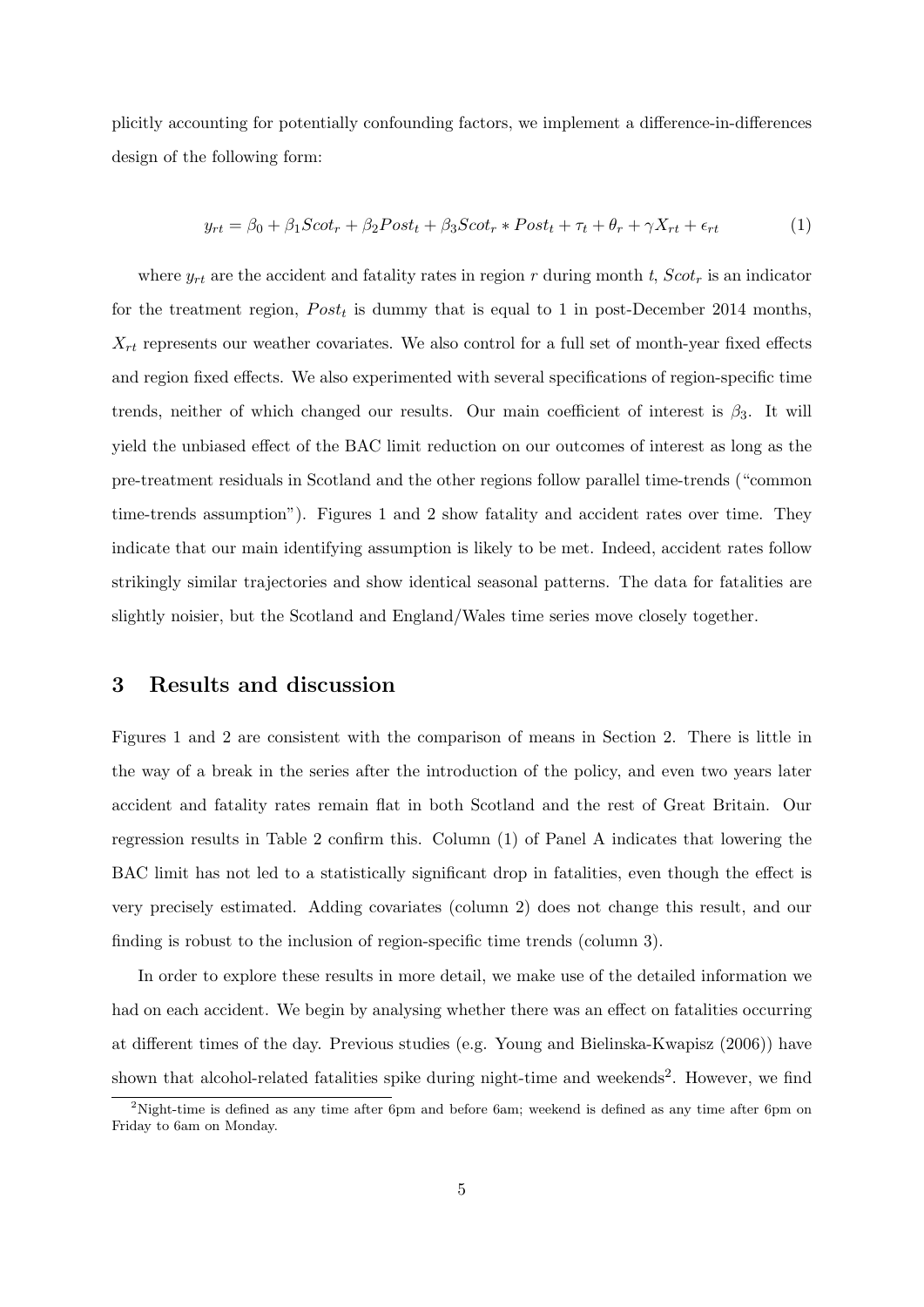plicitly accounting for potentially confounding factors, we implement a difference-in-differences design of the following form:

$$y_{rt} = \beta_0 + \beta_1 Scot_r + \beta_2 Post_t + \beta_3 Scot_r * Post_t + \tau_t + \theta_r + \gamma X_{rt} + \epsilon_{rt} \tag{1}$$

where $y_{rt}$ are the accident and fatality rates in region $r$ during month $t$, $Scot_r$ is an indicator for the treatment region, $Post_t$ is dummy that is equal to 1 in post-December 2014 months, $X_{rt}$ represents our weather covariates. We also control for a full set of month-year fixed effects and region fixed effects. We also experimented with several specifications of region-specific time trends, neither of which changed our results. Our main coefficient of interest is $\beta_3$. It will yield the unbiased effect of the BAC limit reduction on our outcomes of interest as long as the pre-treatment residuals in Scotland and the other regions follow parallel time-trends ("common time-trends assumption"). Figures 1 and 2 show fatality and accident rates over time. They indicate that our main identifying assumption is likely to be met. Indeed, accident rates follow strikingly similar trajectories and show identical seasonal patterns. The data for fatalities are slightly noisier, but the Scotland and England/Wales time series move closely together.

## 3 Results and discussion

Figures 1 and 2 are consistent with the comparison of means in Section 2. There is little in the way of a break in the series after the introduction of the policy, and even two years later accident and fatality rates remain flat in both Scotland and the rest of Great Britain. Our regression results in Table 2 confirm this. Column (1) of Panel A indicates that lowering the BAC limit has not led to a statistically significant drop in fatalities, even though the effect is very precisely estimated. Adding covariates (column 2) does not change this result, and our finding is robust to the inclusion of region-specific time trends (column 3).

In order to explore these results in more detail, we make use of the detailed information we had on each accident. We begin by analysing whether there was an effect on fatalities occurring at different times of the day. Previous studies (e.g. Young and Bielinska-Kwapisz (2006)) have shown that alcohol-related fatalities spike during night-time and weekends[2]. However, we find

[2] Night-time is defined as any time after 6pm and before 6am; weekend is defined as any time after 6pm on Friday to 6am on Monday.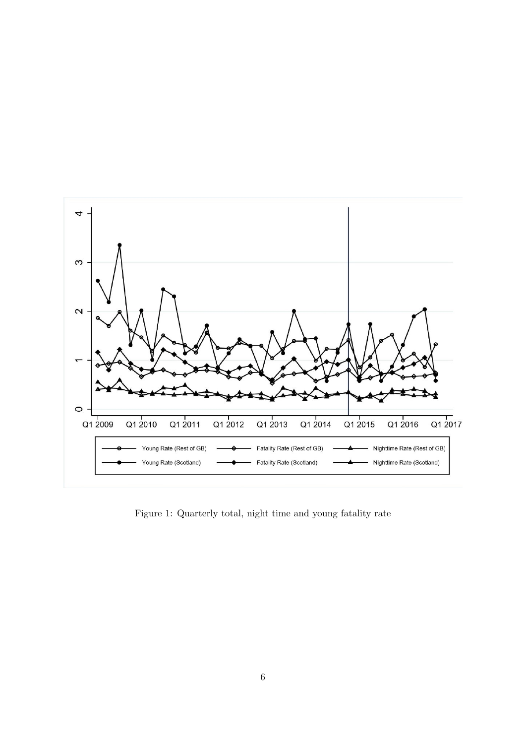Figure 1: Quarterly total, night time and young fatality rate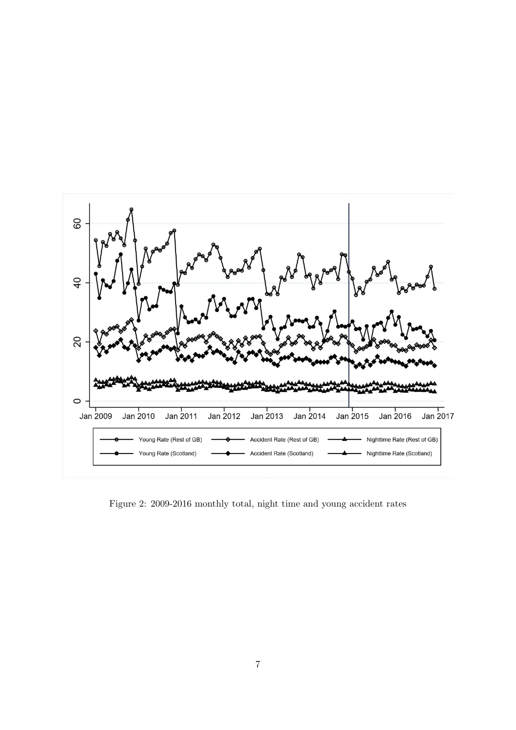Figure 2: 2009-2016 monthly total, night time and young accident rates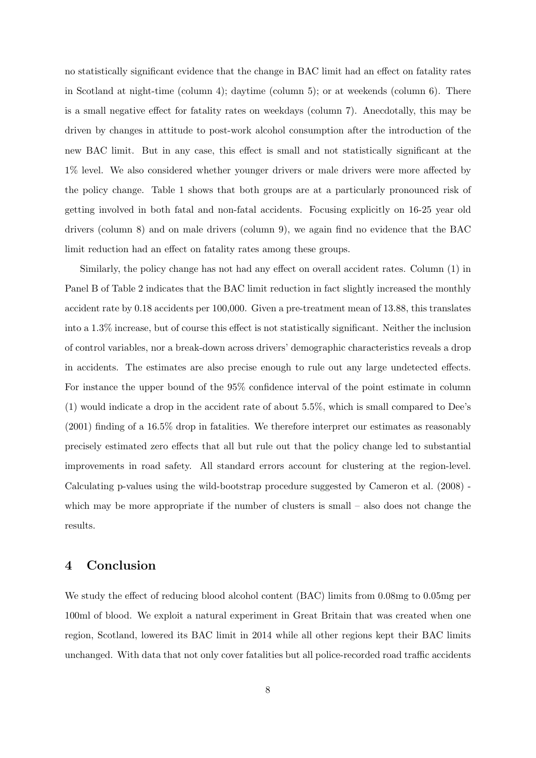no statistically significant evidence that the change in BAC limit had an effect on fatality rates in Scotland at night-time (column 4); daytime (column 5); or at weekends (column 6). There is a small negative effect for fatality rates on weekdays (column 7). Anecdotally, this may be driven by changes in attitude to post-work alcohol consumption after the introduction of the new BAC limit. But in any case, this effect is small and not statistically significant at the 1% level. We also considered whether younger drivers or male drivers were more affected by the policy change. Table 1 shows that both groups are at a particularly pronounced risk of getting involved in both fatal and non-fatal accidents. Focusing explicitly on 16-25 year old drivers (column 8) and on male drivers (column 9), we again find no evidence that the BAC limit reduction had an effect on fatality rates among these groups.

Similarly, the policy change has not had any effect on overall accident rates. Column (1) in Panel B of Table 2 indicates that the BAC limit reduction in fact slightly increased the monthly accident rate by 0.18 accidents per 100,000. Given a pre-treatment mean of 13.88, this translates into a 1.3% increase, but of course this effect is not statistically significant. Neither the inclusion of control variables, nor a break-down across drivers' demographic characteristics reveals a drop in accidents. The estimates are also precise enough to rule out any large undetected effects. For instance the upper bound of the 95% confidence interval of the point estimate in column (1) would indicate a drop in the accident rate of about 5.5%, which is small compared to Dee's (2001) finding of a 16.5% drop in fatalities. We therefore interpret our estimates as reasonably precisely estimated zero effects that all but rule out that the policy change led to substantial improvements in road safety. All standard errors account for clustering at the region-level. Calculating p-values using the wild-bootstrap procedure suggested by Cameron et al. (2008) - which may be more appropriate if the number of clusters is small – also does not change the results.

## 4 Conclusion

We study the effect of reducing blood alcohol content (BAC) limits from 0.08mg to 0.05mg per 100ml of blood. We exploit a natural experiment in Great Britain that was created when one region, Scotland, lowered its BAC limit in 2014 while all other regions kept their BAC limits unchanged. With data that not only cover fatalities but all police-recorded road traffic accidents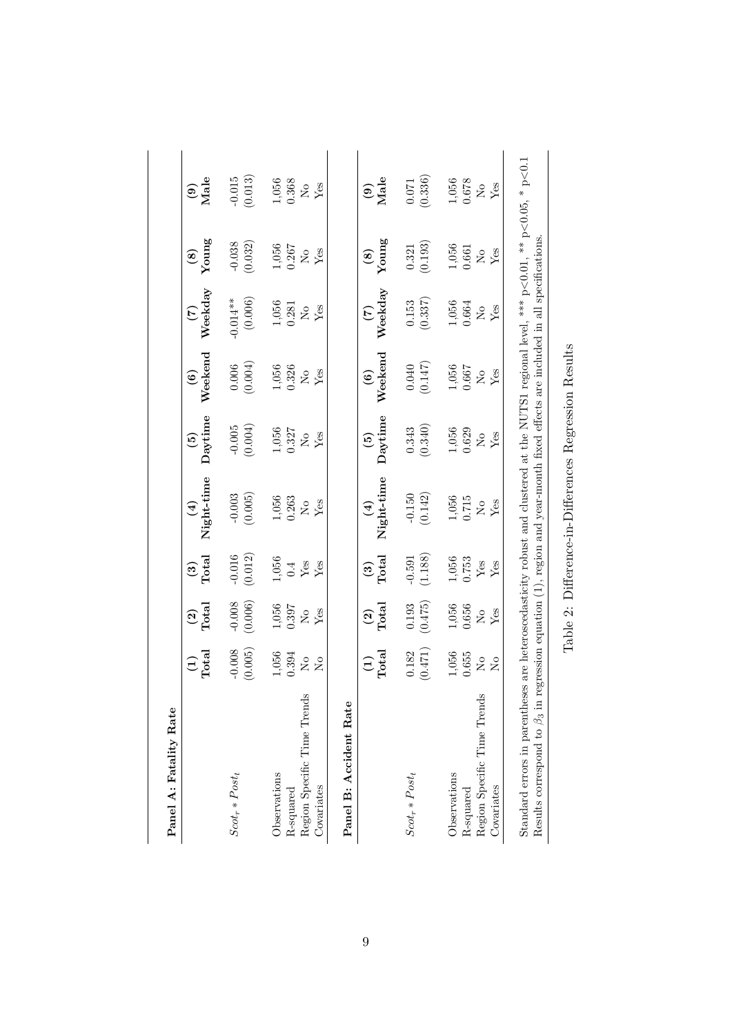**Panel A: Fatality Rate**

| | (1) Total | (2) Total | (3) Total | (4) Night-time | (5) Daytime | (6) Weekend | (7) Weekday | (8) Young | (9) Male |
|---|---|---|---|---|---|---|---|---|---|
| $Scot_r * Post_t$ | -0.008 | -0.008 | -0.016 | -0.003 | -0.005 | 0.006 | -0.014** | -0.038 | -0.015 |
| | (0.005) | (0.006) | (0.012) | (0.005) | (0.004) | (0.004) | (0.006) | (0.032) | (0.013) |
| Observations | 1,056 | 1,056 | 1,056 | 1,056 | 1,056 | 1,056 | 1,056 | 1,056 | 1,056 |
| R-squared | 0.394 | 0.397 | 0.4 | 0.263 | 0.327 | 0.326 | 0.281 | 0.267 | 0.368 |
| Region Specific Time Trends | No | No | Yes | No | No | No | No | No | No |
| Covariates | No | Yes | Yes | Yes | Yes | Yes | Yes | Yes | Yes |

**Panel B: Accident Rate**

| | (1) Total | (2) Total | (3) Total | (4) Night-time | (5) Daytime | (6) Weekend | (7) Weekday | (8) Young | (9) Male |
|---|---|---|---|---|---|---|---|---|---|
| $Scot_r * Post_t$ | 0.182 | 0.193 | -0.591 | -0.150 | 0.343 | 0.040 | 0.153 | 0.321 | 0.071 |
| | (0.471) | (0.475) | (1.188) | (0.142) | (0.340) | (0.147) | (0.337) | (0.193) | (0.336) |
| Observations | 1,056 | 1,056 | 1,056 | 1,056 | 1,056 | 1,056 | 1,056 | 1,056 | 1,056 |
| R-squared | 0.655 | 0.656 | 0.753 | 0.715 | 0.629 | 0.667 | 0.664 | 0.661 | 0.678 |
| Region Specific Time Trends | No | No | Yes | No | No | No | No | No | No |
| Covariates | No | Yes | Yes | Yes | Yes | Yes | Yes | Yes | Yes |

Standard errors in parentheses are heteroscedasticity robust and clustered at the NUTS1 regional level, *** p<0.01, ** p<0.05, * p<0.1
Results correspond to $\beta_3$ in regression equation (1), region and year-month fixed effects are included in all specifications.

Table 2: Difference-in-Differences Regression Results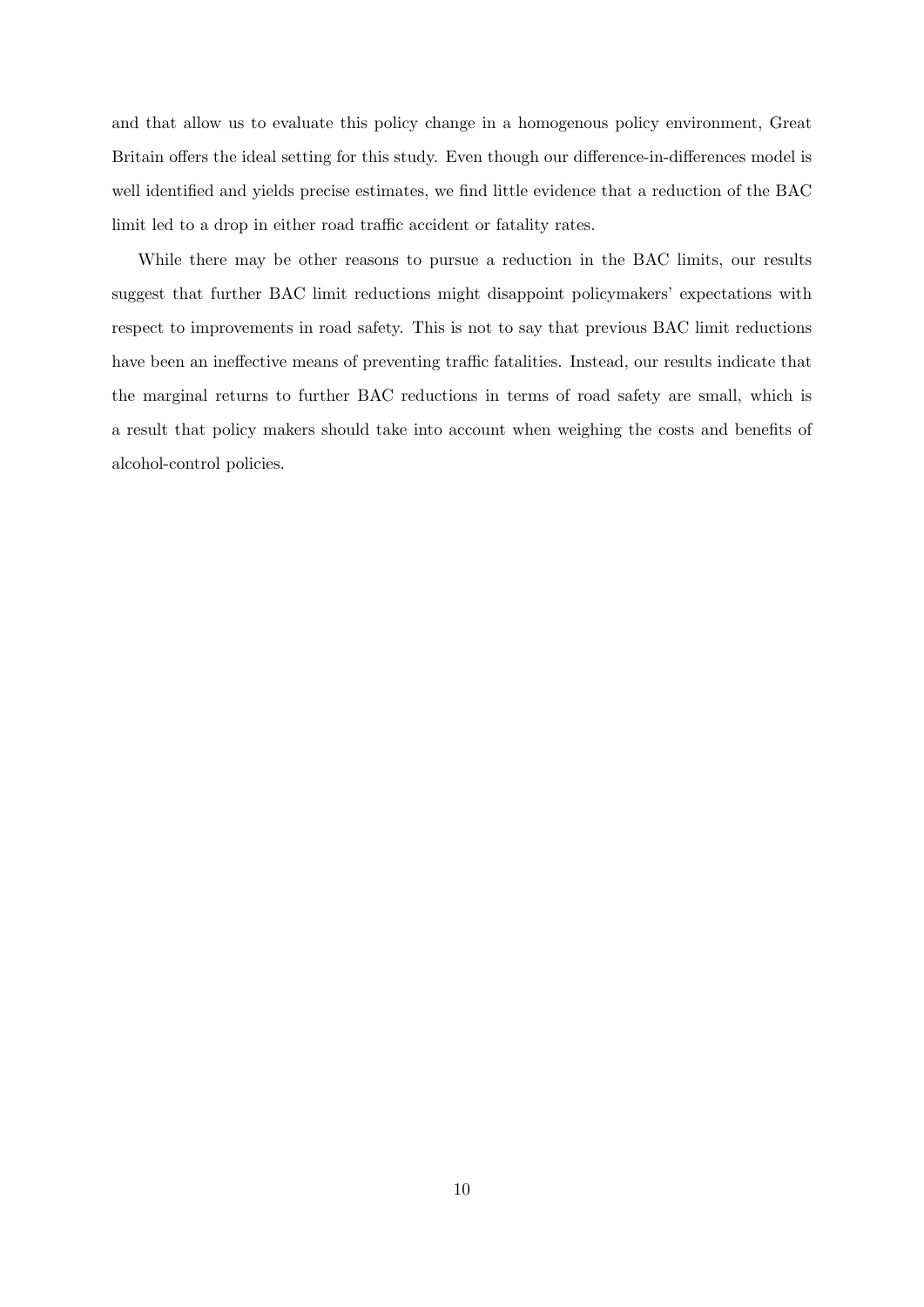and that allow us to evaluate this policy change in a homogenous policy environment, Great Britain offers the ideal setting for this study. Even though our difference-in-differences model is well identified and yields precise estimates, we find little evidence that a reduction of the BAC limit led to a drop in either road traffic accident or fatality rates.

While there may be other reasons to pursue a reduction in the BAC limits, our results suggest that further BAC limit reductions might disappoint policymakers' expectations with respect to improvements in road safety. This is not to say that previous BAC limit reductions have been an ineffective means of preventing traffic fatalities. Instead, our results indicate that the marginal returns to further BAC reductions in terms of road safety are small, which is a result that policy makers should take into account when weighing the costs and benefits of alcohol-control policies.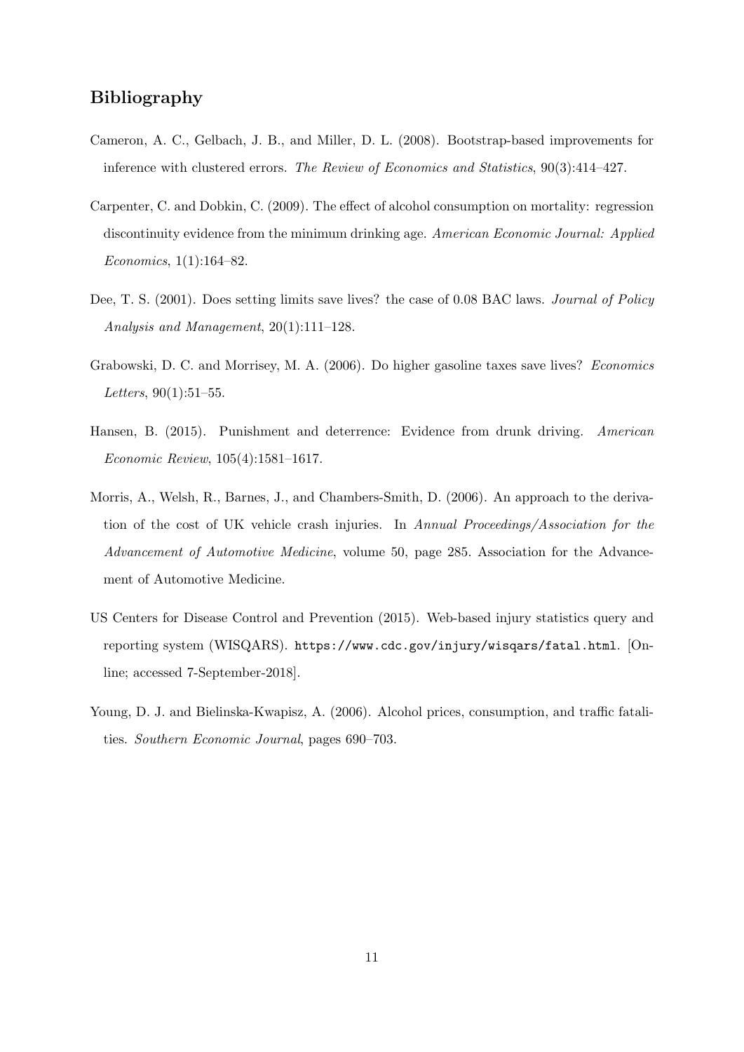## Bibliography

Cameron, A. C., Gelbach, J. B., and Miller, D. L. (2008). Bootstrap-based improvements for inference with clustered errors. *The Review of Economics and Statistics*, 90(3):414–427.

Carpenter, C. and Dobkin, C. (2009). The effect of alcohol consumption on mortality: regression discontinuity evidence from the minimum drinking age. *American Economic Journal: Applied Economics*, 1(1):164–82.

Dee, T. S. (2001). Does setting limits save lives? the case of 0.08 BAC laws. *Journal of Policy Analysis and Management*, 20(1):111–128.

Grabowski, D. C. and Morrisey, M. A. (2006). Do higher gasoline taxes save lives? *Economics Letters*, 90(1):51–55.

Hansen, B. (2015). Punishment and deterrence: Evidence from drunk driving. *American Economic Review*, 105(4):1581–1617.

Morris, A., Welsh, R., Barnes, J., and Chambers-Smith, D. (2006). An approach to the derivation of the cost of UK vehicle crash injuries. In *Annual Proceedings/Association for the Advancement of Automotive Medicine*, volume 50, page 285. Association for the Advancement of Automotive Medicine.

US Centers for Disease Control and Prevention (2015). Web-based injury statistics query and reporting system (WISQARS). `https://www.cdc.gov/injury/wisqars/fatal.html`. [Online; accessed 7-September-2018].

Young, D. J. and Bielinska-Kwapisz, A. (2006). Alcohol prices, consumption, and traffic fatalities. *Southern Economic Journal*, pages 690–703.